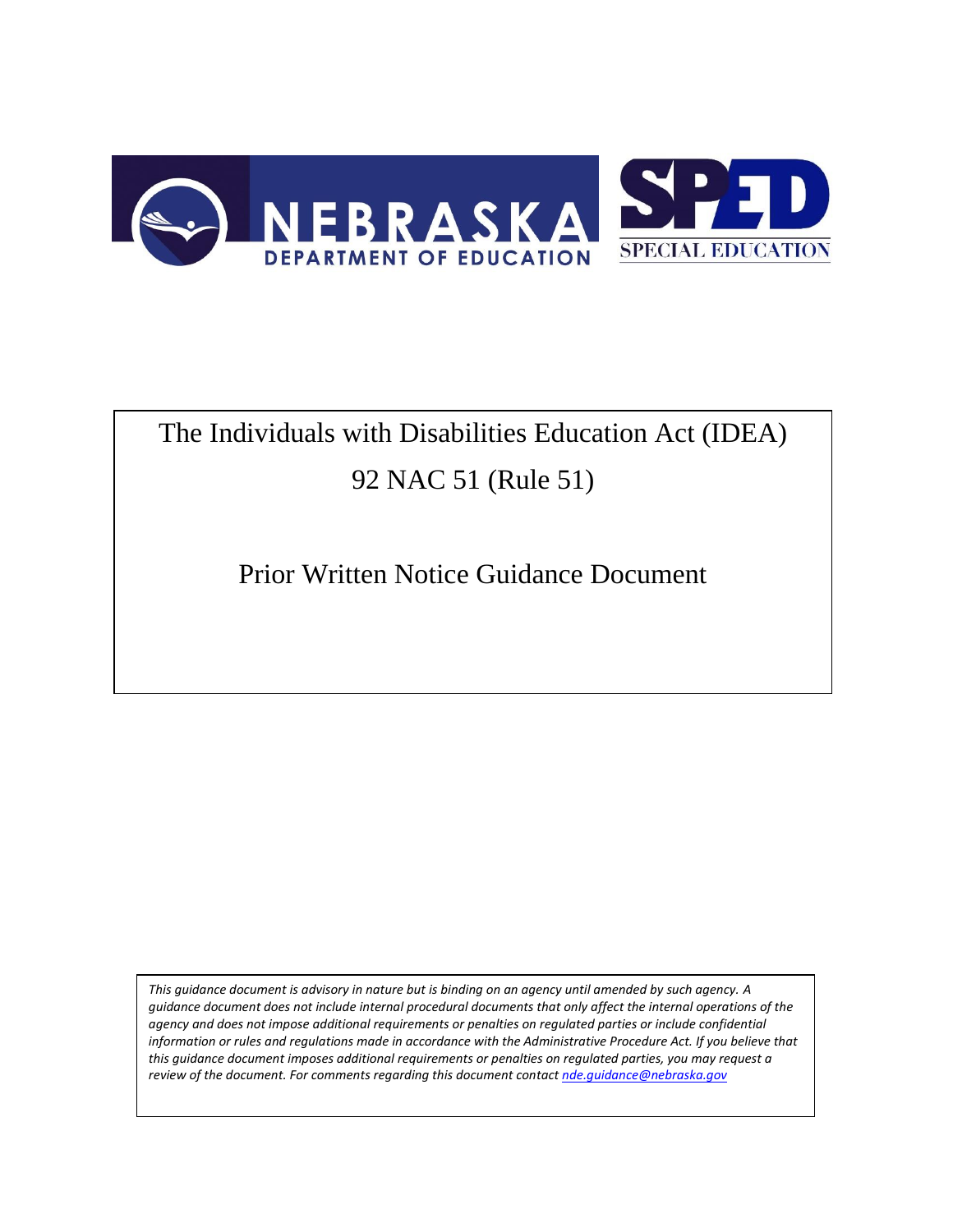NEBRASKA DEPARTMENT OF EDUCATION

SPED SPECIAL EDUCATION

# The Individuals with Disabilities Education Act (IDEA)

# 92 NAC 51 (Rule 51)

## Prior Written Notice Guidance Document

*This guidance document is advisory in nature but is binding on an agency until amended by such agency. A guidance document does not include internal procedural documents that only affect the internal operations of the agency and does not impose additional requirements or penalties on regulated parties or include confidential information or rules and regulations made in accordance with the Administrative Procedure Act. If you believe that this guidance document imposes additional requirements or penalties on regulated parties, you may request a review of the document. For comments regarding this document contact nde.guidance@nebraska.gov*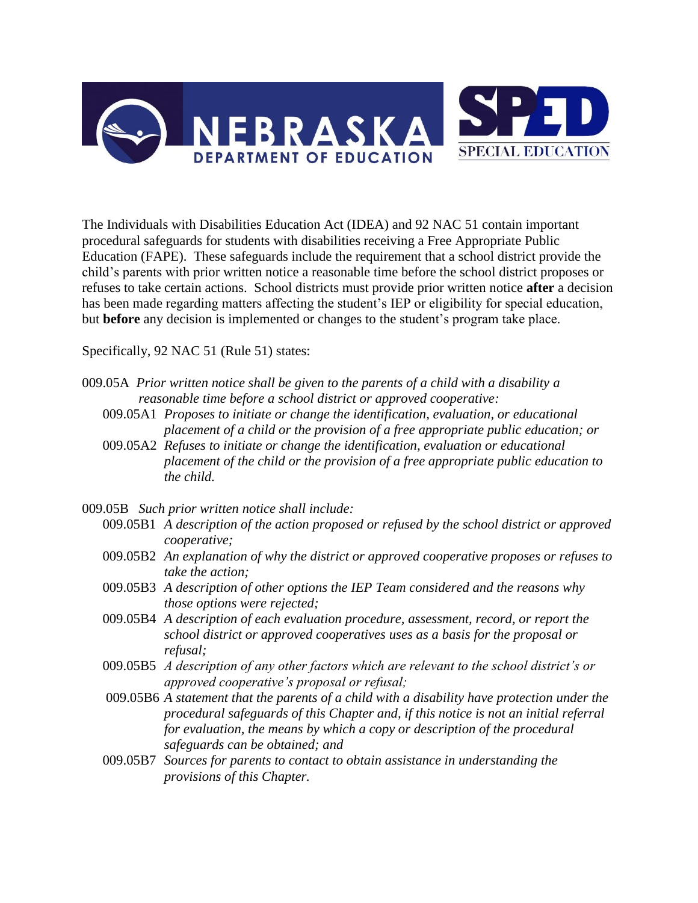The Individuals with Disabilities Education Act (IDEA) and 92 NAC 51 contain important procedural safeguards for students with disabilities receiving a Free Appropriate Public Education (FAPE). These safeguards include the requirement that a school district provide the child's parents with prior written notice a reasonable time before the school district proposes or refuses to take certain actions. School districts must provide prior written notice **after** a decision has been made regarding matters affecting the student's IEP or eligibility for special education, but **before** any decision is implemented or changes to the student's program take place.

Specifically, 92 NAC 51 (Rule 51) states:

009.05A *Prior written notice shall be given to the parents of a child with a disability a reasonable time before a school district or approved cooperative:*

- 009.05A1 *Proposes to initiate or change the identification, evaluation, or educational placement of a child or the provision of a free appropriate public education; or*
- 009.05A2 *Refuses to initiate or change the identification, evaluation or educational placement of the child or the provision of a free appropriate public education to the child.*

009.05B *Such prior written notice shall include:*

- 009.05B1 *A description of the action proposed or refused by the school district or approved cooperative;*
- 009.05B2 *An explanation of why the district or approved cooperative proposes or refuses to take the action;*
- 009.05B3 *A description of other options the IEP Team considered and the reasons why those options were rejected;*
- 009.05B4 *A description of each evaluation procedure, assessment, record, or report the school district or approved cooperatives uses as a basis for the proposal or refusal;*
- 009.05B5 *A description of any other factors which are relevant to the school district's or approved cooperative's proposal or refusal;*
- 009.05B6 *A statement that the parents of a child with a disability have protection under the procedural safeguards of this Chapter and, if this notice is not an initial referral for evaluation, the means by which a copy or description of the procedural safeguards can be obtained; and*
- 009.05B7 *Sources for parents to contact to obtain assistance in understanding the provisions of this Chapter.*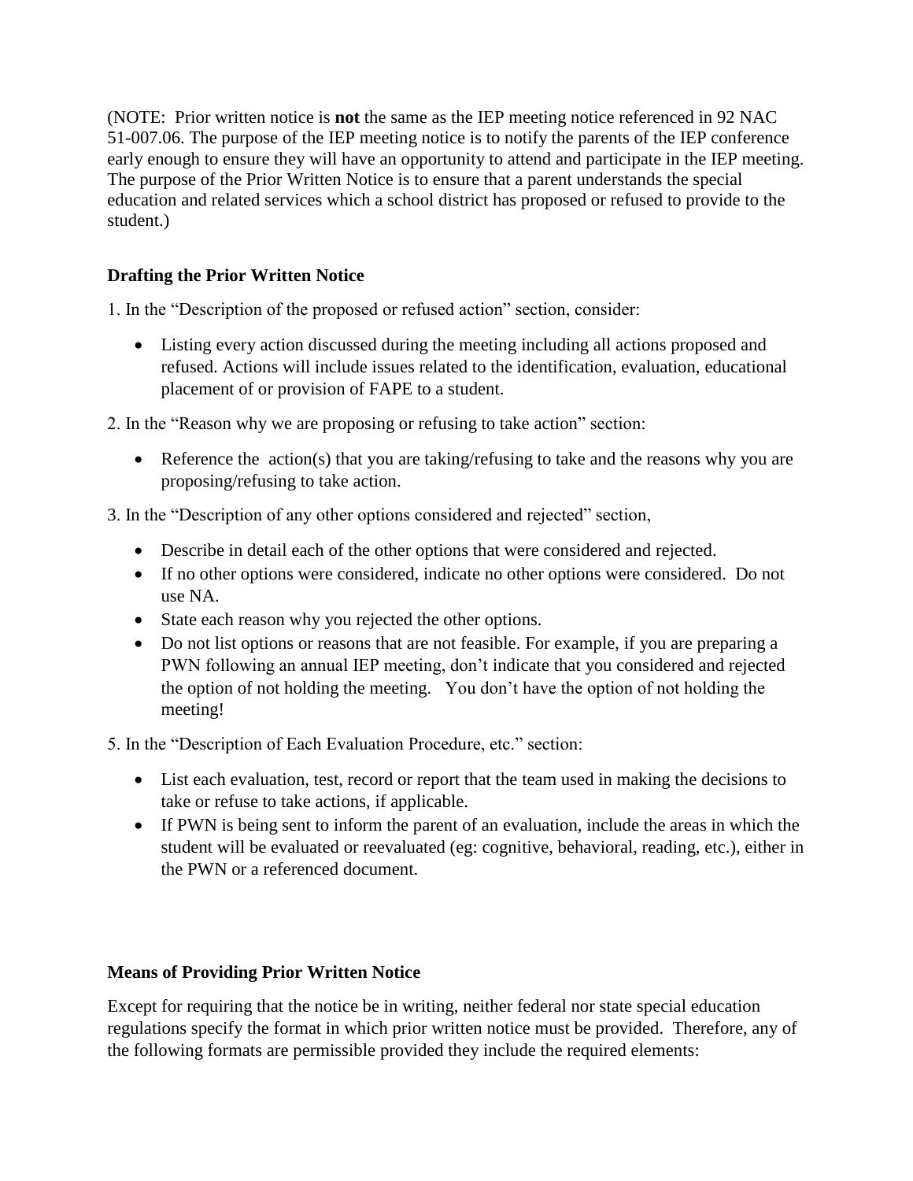(NOTE: Prior written notice is **not** the same as the IEP meeting notice referenced in 92 NAC 51-007.06. The purpose of the IEP meeting notice is to notify the parents of the IEP conference early enough to ensure they will have an opportunity to attend and participate in the IEP meeting. The purpose of the Prior Written Notice is to ensure that a parent understands the special education and related services which a school district has proposed or refused to provide to the student.)

### Drafting the Prior Written Notice

1. In the "Description of the proposed or refused action" section, consider:

   - Listing every action discussed during the meeting including all actions proposed and refused. Actions will include issues related to the identification, evaluation, educational placement of or provision of FAPE to a student.

2. In the "Reason why we are proposing or refusing to take action" section:

   - Reference the action(s) that you are taking/refusing to take and the reasons why you are proposing/refusing to take action.

3. In the "Description of any other options considered and rejected" section,

   - Describe in detail each of the other options that were considered and rejected.
   - If no other options were considered, indicate no other options were considered. Do not use NA.
   - State each reason why you rejected the other options.
   - Do not list options or reasons that are not feasible. For example, if you are preparing a PWN following an annual IEP meeting, don't indicate that you considered and rejected the option of not holding the meeting. You don't have the option of not holding the meeting!

5. In the "Description of Each Evaluation Procedure, etc." section:

   - List each evaluation, test, record or report that the team used in making the decisions to take or refuse to take actions, if applicable.
   - If PWN is being sent to inform the parent of an evaluation, include the areas in which the student will be evaluated or reevaluated (eg: cognitive, behavioral, reading, etc.), either in the PWN or a referenced document.

### Means of Providing Prior Written Notice

Except for requiring that the notice be in writing, neither federal nor state special education regulations specify the format in which prior written notice must be provided. Therefore, any of the following formats are permissible provided they include the required elements: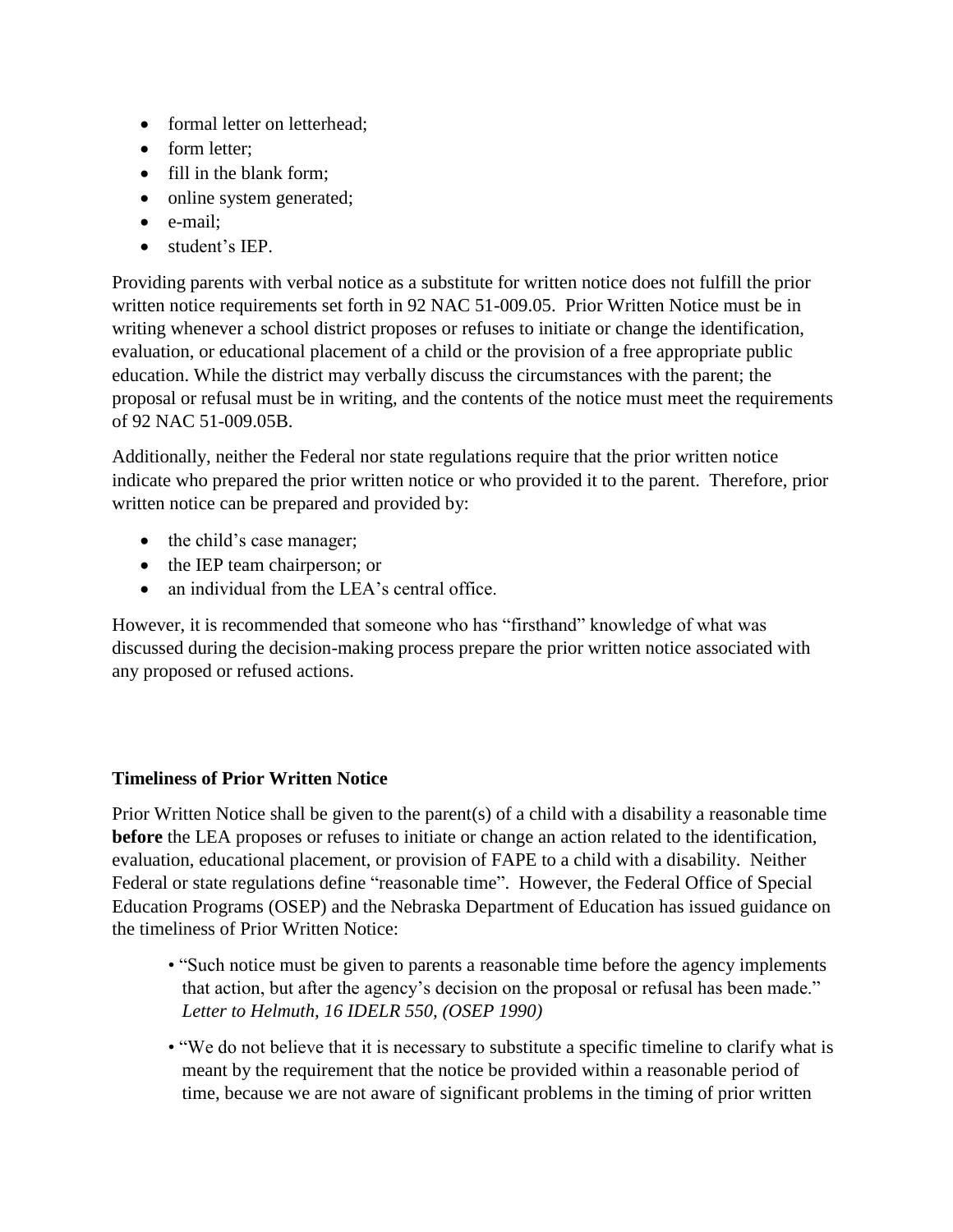- formal letter on letterhead;
- form letter;
- fill in the blank form;
- online system generated;
- e-mail;
- student's IEP.

Providing parents with verbal notice as a substitute for written notice does not fulfill the prior written notice requirements set forth in 92 NAC 51-009.05. Prior Written Notice must be in writing whenever a school district proposes or refuses to initiate or change the identification, evaluation, or educational placement of a child or the provision of a free appropriate public education. While the district may verbally discuss the circumstances with the parent; the proposal or refusal must be in writing, and the contents of the notice must meet the requirements of 92 NAC 51-009.05B.

Additionally, neither the Federal nor state regulations require that the prior written notice indicate who prepared the prior written notice or who provided it to the parent. Therefore, prior written notice can be prepared and provided by:

- the child's case manager;
- the IEP team chairperson; or
- an individual from the LEA's central office.

However, it is recommended that someone who has "firsthand" knowledge of what was discussed during the decision-making process prepare the prior written notice associated with any proposed or refused actions.

**Timeliness of Prior Written Notice**

Prior Written Notice shall be given to the parent(s) of a child with a disability a reasonable time **before** the LEA proposes or refuses to initiate or change an action related to the identification, evaluation, educational placement, or provision of FAPE to a child with a disability. Neither Federal or state regulations define "reasonable time". However, the Federal Office of Special Education Programs (OSEP) and the Nebraska Department of Education has issued guidance on the timeliness of Prior Written Notice:

- "Such notice must be given to parents a reasonable time before the agency implements that action, but after the agency's decision on the proposal or refusal has been made." *Letter to Helmuth, 16 IDELR 550, (OSEP 1990)*
- "We do not believe that it is necessary to substitute a specific timeline to clarify what is meant by the requirement that the notice be provided within a reasonable period of time, because we are not aware of significant problems in the timing of prior written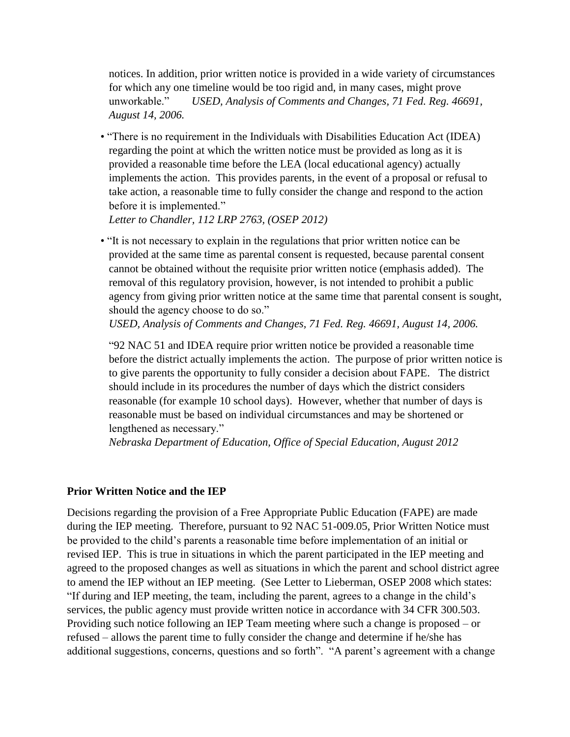notices. In addition, prior written notice is provided in a wide variety of circumstances for which any one timeline would be too rigid and, in many cases, might prove unworkable." *USED, Analysis of Comments and Changes, 71 Fed. Reg. 46691, August 14, 2006.*

- "There is no requirement in the Individuals with Disabilities Education Act (IDEA) regarding the point at which the written notice must be provided as long as it is provided a reasonable time before the LEA (local educational agency) actually implements the action. This provides parents, in the event of a proposal or refusal to take action, a reasonable time to fully consider the change and respond to the action before it is implemented."
  *Letter to Chandler, 112 LRP 2763, (OSEP 2012)*

- "It is not necessary to explain in the regulations that prior written notice can be provided at the same time as parental consent is requested, because parental consent cannot be obtained without the requisite prior written notice (emphasis added). The removal of this regulatory provision, however, is not intended to prohibit a public agency from giving prior written notice at the same time that parental consent is sought, should the agency choose to do so."
  *USED, Analysis of Comments and Changes, 71 Fed. Reg. 46691, August 14, 2006.*

  "92 NAC 51 and IDEA require prior written notice be provided a reasonable time before the district actually implements the action. The purpose of prior written notice is to give parents the opportunity to fully consider a decision about FAPE. The district should include in its procedures the number of days which the district considers reasonable (for example 10 school days). However, whether that number of days is reasonable must be based on individual circumstances and may be shortened or lengthened as necessary."
  *Nebraska Department of Education, Office of Special Education, August 2012*

**Prior Written Notice and the IEP**

Decisions regarding the provision of a Free Appropriate Public Education (FAPE) are made during the IEP meeting. Therefore, pursuant to 92 NAC 51-009.05, Prior Written Notice must be provided to the child's parents a reasonable time before implementation of an initial or revised IEP. This is true in situations in which the parent participated in the IEP meeting and agreed to the proposed changes as well as situations in which the parent and school district agree to amend the IEP without an IEP meeting. (See Letter to Lieberman, OSEP 2008 which states: "If during and IEP meeting, the team, including the parent, agrees to a change in the child's services, the public agency must provide written notice in accordance with 34 CFR 300.503. Providing such notice following an IEP Team meeting where such a change is proposed – or refused – allows the parent time to fully consider the change and determine if he/she has additional suggestions, concerns, questions and so forth". "A parent's agreement with a change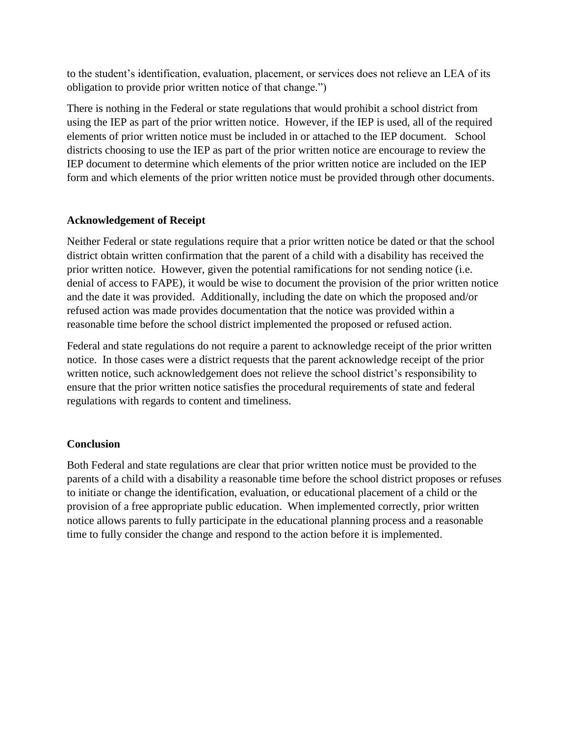to the student's identification, evaluation, placement, or services does not relieve an LEA of its obligation to provide prior written notice of that change.")

There is nothing in the Federal or state regulations that would prohibit a school district from using the IEP as part of the prior written notice. However, if the IEP is used, all of the required elements of prior written notice must be included in or attached to the IEP document. School districts choosing to use the IEP as part of the prior written notice are encourage to review the IEP document to determine which elements of the prior written notice are included on the IEP form and which elements of the prior written notice must be provided through other documents.

## Acknowledgement of Receipt

Neither Federal or state regulations require that a prior written notice be dated or that the school district obtain written confirmation that the parent of a child with a disability has received the prior written notice. However, given the potential ramifications for not sending notice (i.e. denial of access to FAPE), it would be wise to document the provision of the prior written notice and the date it was provided. Additionally, including the date on which the proposed and/or refused action was made provides documentation that the notice was provided within a reasonable time before the school district implemented the proposed or refused action.

Federal and state regulations do not require a parent to acknowledge receipt of the prior written notice. In those cases were a district requests that the parent acknowledge receipt of the prior written notice, such acknowledgement does not relieve the school district's responsibility to ensure that the prior written notice satisfies the procedural requirements of state and federal regulations with regards to content and timeliness.

## Conclusion

Both Federal and state regulations are clear that prior written notice must be provided to the parents of a child with a disability a reasonable time before the school district proposes or refuses to initiate or change the identification, evaluation, or educational placement of a child or the provision of a free appropriate public education. When implemented correctly, prior written notice allows parents to fully participate in the educational planning process and a reasonable time to fully consider the change and respond to the action before it is implemented.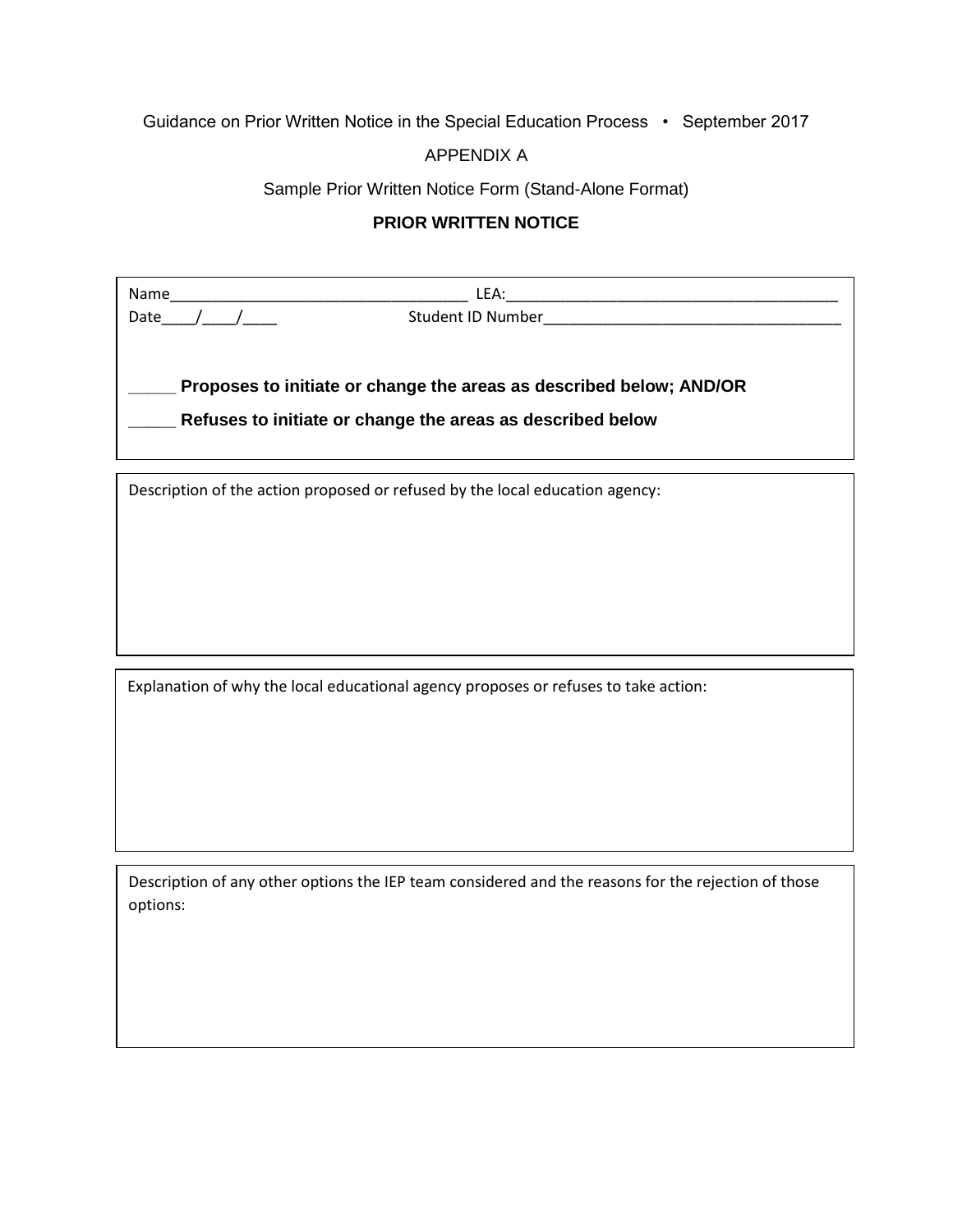Guidance on Prior Written Notice in the Special Education Process • September 2017

APPENDIX A

Sample Prior Written Notice Form (Stand-Alone Format)

**PRIOR WRITTEN NOTICE**

Name____________________________________ LEA:_________________________________________

Date____/____/____ Student ID Number_____________________________________

_____ **Proposes to initiate or change the areas as described below; AND/OR**

_____ **Refuses to initiate or change the areas as described below**

Description of the action proposed or refused by the local education agency:

Explanation of why the local educational agency proposes or refuses to take action:

Description of any other options the IEP team considered and the reasons for the rejection of those options: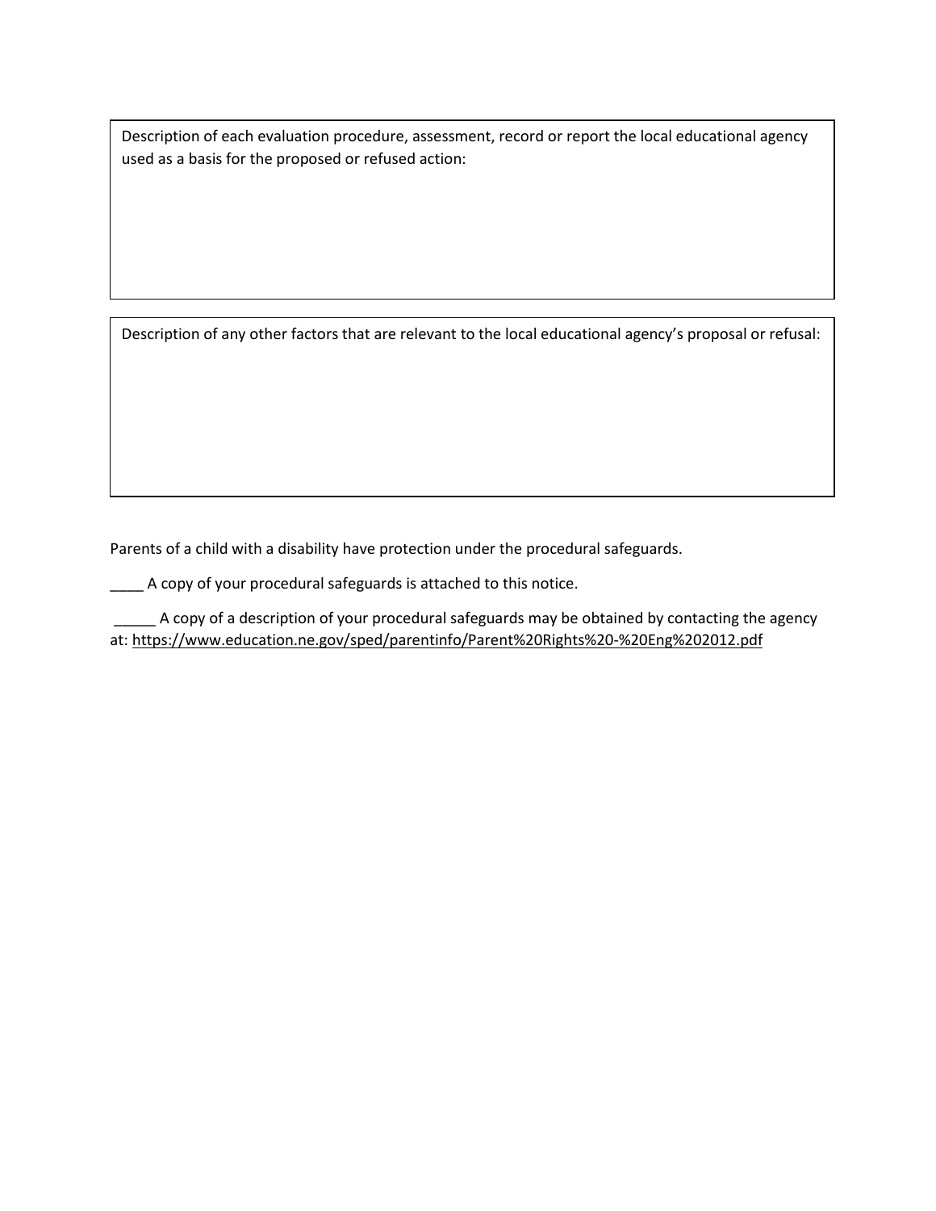| Description of each evaluation procedure, assessment, record or report the local educational agency used as a basis for the proposed or refused action: |
| --- |
| |

| Description of any other factors that are relevant to the local educational agency's proposal or refusal: |
| --- |
| |

Parents of a child with a disability have protection under the procedural safeguards.

____ A copy of your procedural safeguards is attached to this notice.

_____ A copy of a description of your procedural safeguards may be obtained by contacting the agency at: https://www.education.ne.gov/sped/parentinfo/Parent%20Rights%20-%20Eng%202012.pdf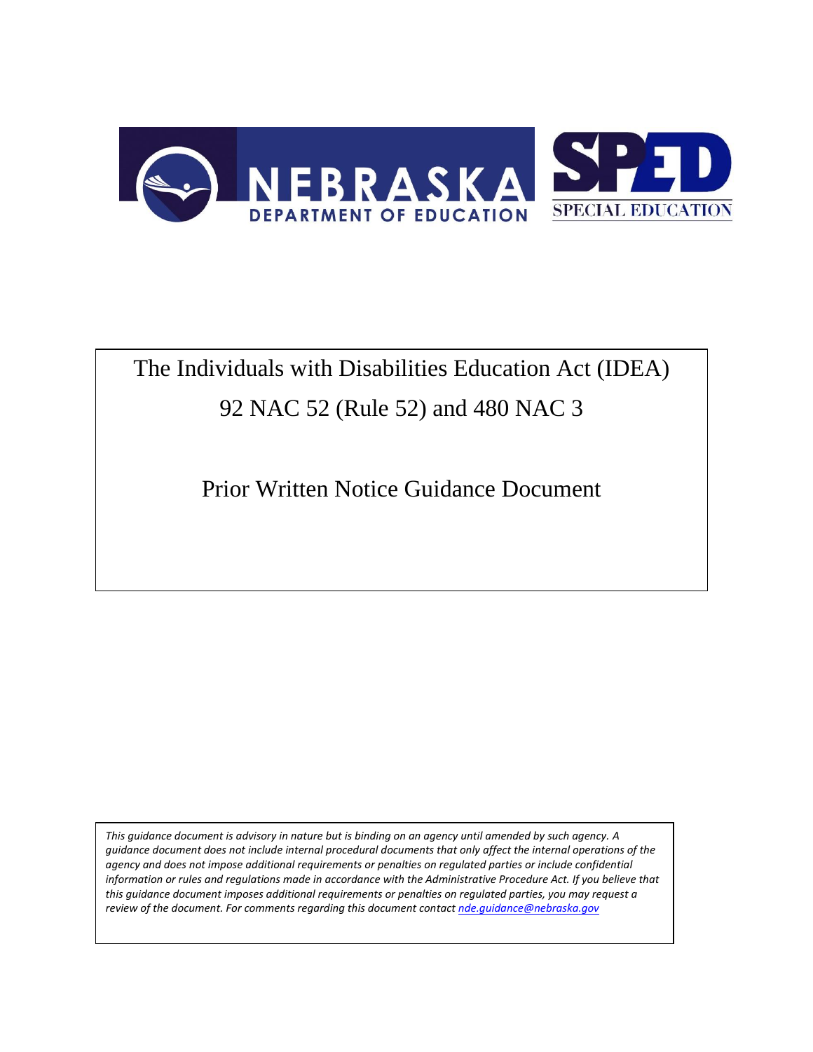The Individuals with Disabilities Education Act (IDEA)

92 NAC 52 (Rule 52) and 480 NAC 3

Prior Written Notice Guidance Document

*This guidance document is advisory in nature but is binding on an agency until amended by such agency. A guidance document does not include internal procedural documents that only affect the internal operations of the agency and does not impose additional requirements or penalties on regulated parties or include confidential information or rules and regulations made in accordance with the Administrative Procedure Act. If you believe that this guidance document imposes additional requirements or penalties on regulated parties, you may request a review of the document. For comments regarding this document contact nde.guidance@nebraska.gov*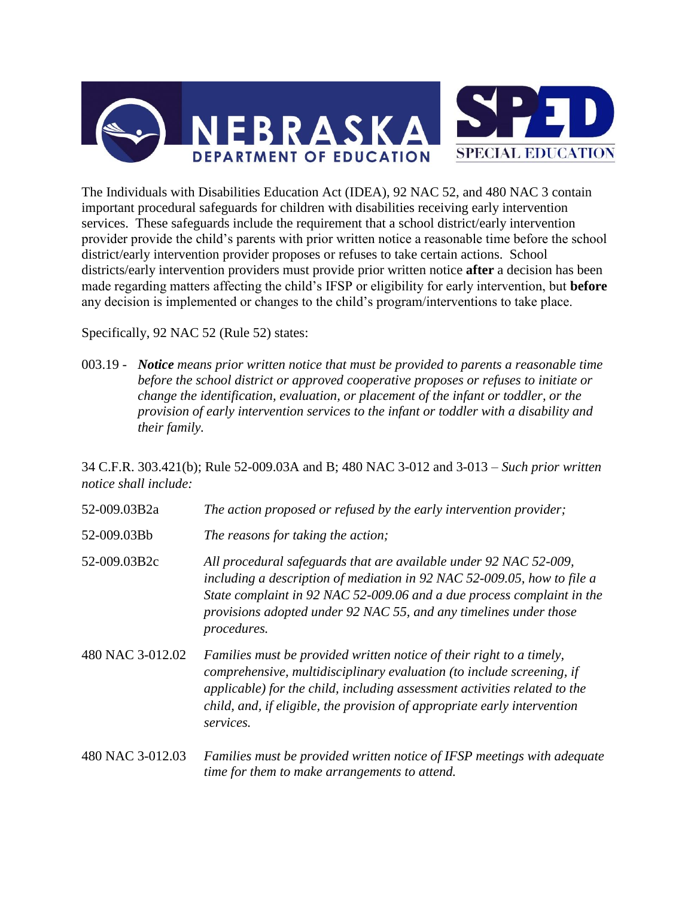The Individuals with Disabilities Education Act (IDEA), 92 NAC 52, and 480 NAC 3 contain important procedural safeguards for children with disabilities receiving early intervention services. These safeguards include the requirement that a school district/early intervention provider provide the child's parents with prior written notice a reasonable time before the school district/early intervention provider proposes or refuses to take certain actions. School districts/early intervention providers must provide prior written notice **after** a decision has been made regarding matters affecting the child's IFSP or eligibility for early intervention, but **before** any decision is implemented or changes to the child's program/interventions to take place.

Specifically, 92 NAC 52 (Rule 52) states:

003.19 - ***Notice*** *means prior written notice that must be provided to parents a reasonable time before the school district or approved cooperative proposes or refuses to initiate or change the identification, evaluation, or placement of the infant or toddler, or the provision of early intervention services to the infant or toddler with a disability and their family.*

34 C.F.R. 303.421(b); Rule 52-009.03A and B; 480 NAC 3-012 and 3-013 – *Such prior written notice shall include:*

| | |
|---|---|
| 52-009.03B2a | *The action proposed or refused by the early intervention provider;* |
| 52-009.03Bb | *The reasons for taking the action;* |
| 52-009.03B2c | *All procedural safeguards that are available under 92 NAC 52-009, including a description of mediation in 92 NAC 52-009.05, how to file a State complaint in 92 NAC 52-009.06 and a due process complaint in the provisions adopted under 92 NAC 55, and any timelines under those procedures.* |
| 480 NAC 3-012.02 | *Families must be provided written notice of their right to a timely, comprehensive, multidisciplinary evaluation (to include screening, if applicable) for the child, including assessment activities related to the child, and, if eligible, the provision of appropriate early intervention services.* |
| 480 NAC 3-012.03 | *Families must be provided written notice of IFSP meetings with adequate time for them to make arrangements to attend.* |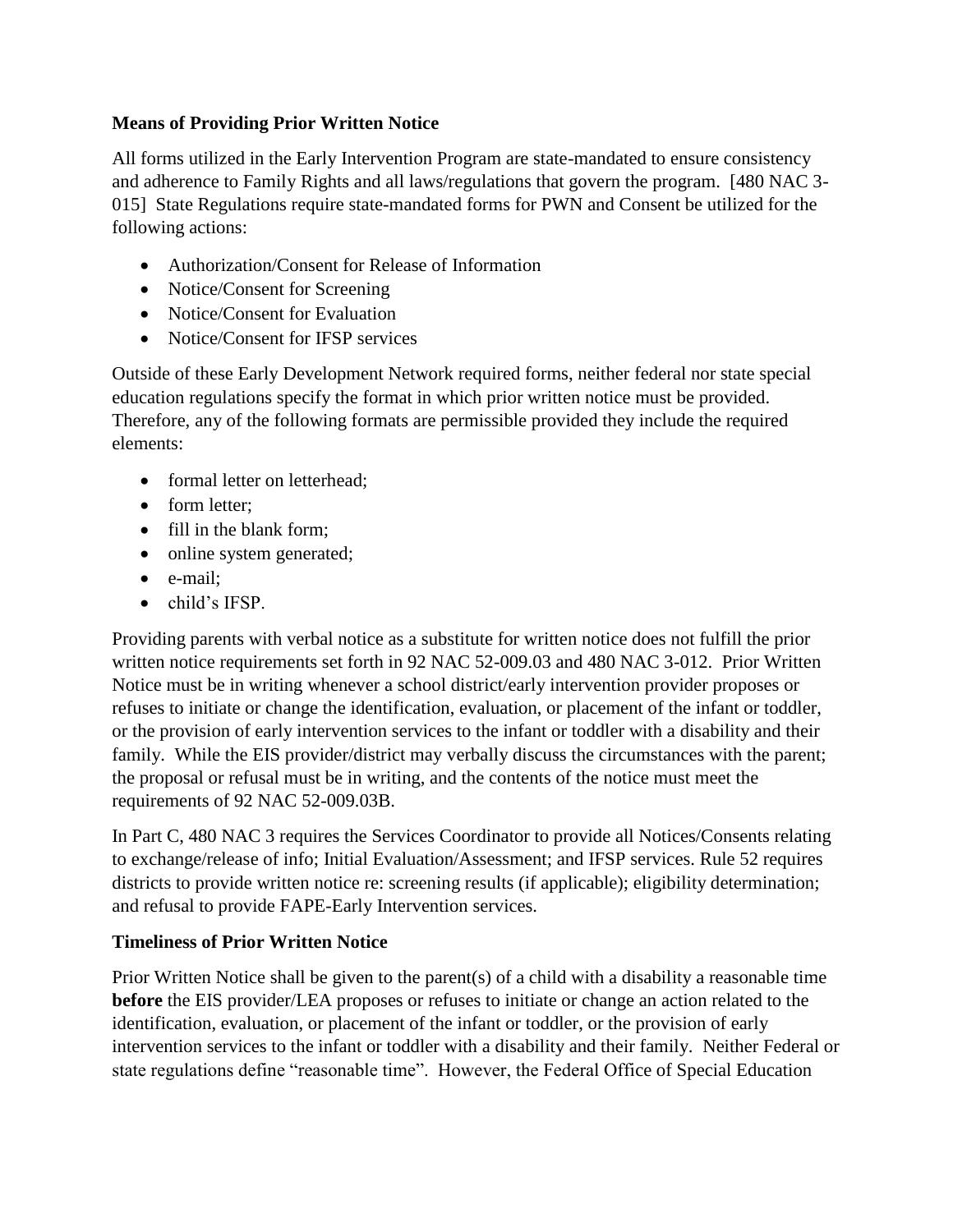**Means of Providing Prior Written Notice**

All forms utilized in the Early Intervention Program are state-mandated to ensure consistency and adherence to Family Rights and all laws/regulations that govern the program. [480 NAC 3-015] State Regulations require state-mandated forms for PWN and Consent be utilized for the following actions:

- Authorization/Consent for Release of Information
- Notice/Consent for Screening
- Notice/Consent for Evaluation
- Notice/Consent for IFSP services

Outside of these Early Development Network required forms, neither federal nor state special education regulations specify the format in which prior written notice must be provided. Therefore, any of the following formats are permissible provided they include the required elements:

- formal letter on letterhead;
- form letter;
- fill in the blank form;
- online system generated;
- e-mail;
- child's IFSP.

Providing parents with verbal notice as a substitute for written notice does not fulfill the prior written notice requirements set forth in 92 NAC 52-009.03 and 480 NAC 3-012. Prior Written Notice must be in writing whenever a school district/early intervention provider proposes or refuses to initiate or change the identification, evaluation, or placement of the infant or toddler, or the provision of early intervention services to the infant or toddler with a disability and their family. While the EIS provider/district may verbally discuss the circumstances with the parent; the proposal or refusal must be in writing, and the contents of the notice must meet the requirements of 92 NAC 52-009.03B.

In Part C, 480 NAC 3 requires the Services Coordinator to provide all Notices/Consents relating to exchange/release of info; Initial Evaluation/Assessment; and IFSP services. Rule 52 requires districts to provide written notice re: screening results (if applicable); eligibility determination; and refusal to provide FAPE-Early Intervention services.

**Timeliness of Prior Written Notice**

Prior Written Notice shall be given to the parent(s) of a child with a disability a reasonable time **before** the EIS provider/LEA proposes or refuses to initiate or change an action related to the identification, evaluation, or placement of the infant or toddler, or the provision of early intervention services to the infant or toddler with a disability and their family. Neither Federal or state regulations define "reasonable time". However, the Federal Office of Special Education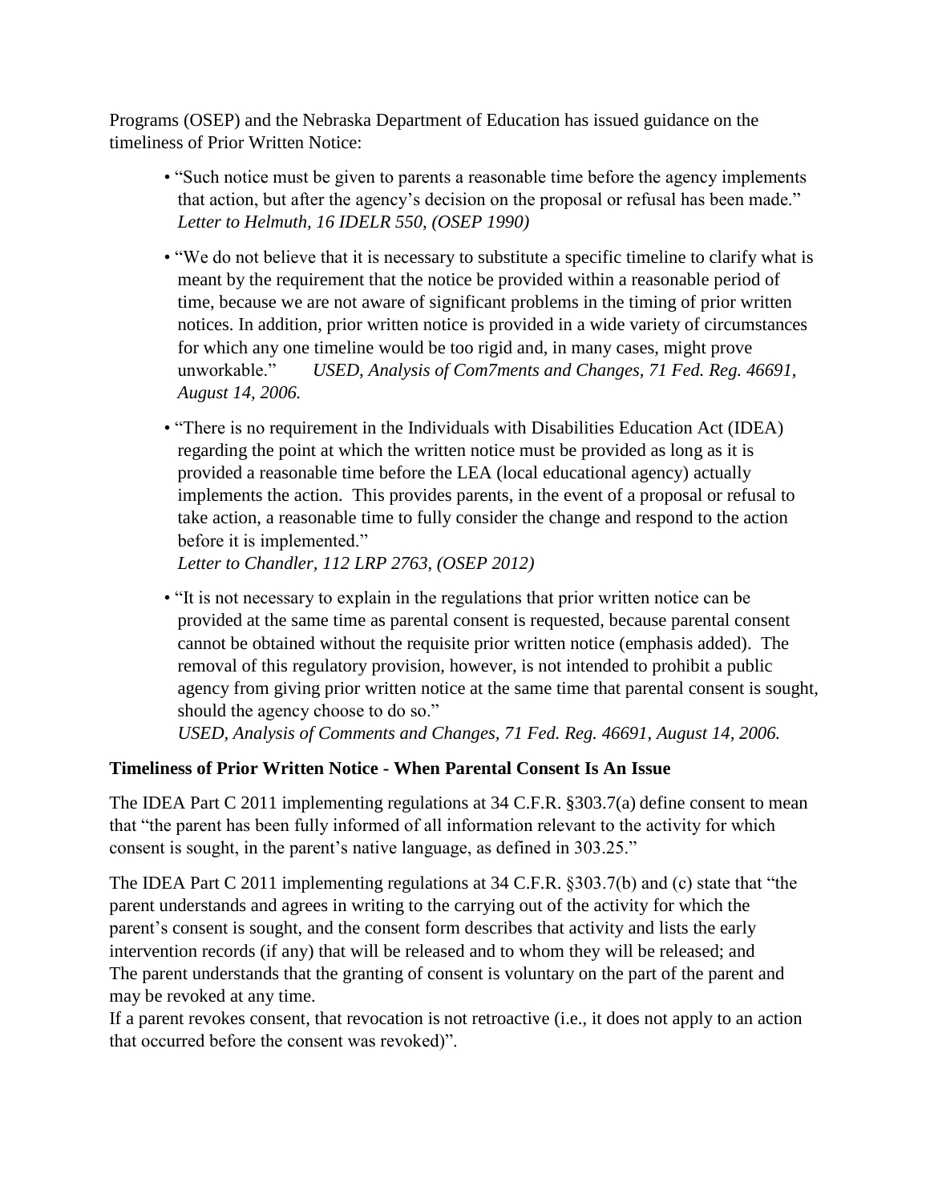Programs (OSEP) and the Nebraska Department of Education has issued guidance on the timeliness of Prior Written Notice:

- "Such notice must be given to parents a reasonable time before the agency implements that action, but after the agency's decision on the proposal or refusal has been made." *Letter to Helmuth, 16 IDELR 550, (OSEP 1990)*
- "We do not believe that it is necessary to substitute a specific timeline to clarify what is meant by the requirement that the notice be provided within a reasonable period of time, because we are not aware of significant problems in the timing of prior written notices. In addition, prior written notice is provided in a wide variety of circumstances for which any one timeline would be too rigid and, in many cases, might prove unworkable." *USED, Analysis of Com7ments and Changes, 71 Fed. Reg. 46691, August 14, 2006.*
- "There is no requirement in the Individuals with Disabilities Education Act (IDEA) regarding the point at which the written notice must be provided as long as it is provided a reasonable time before the LEA (local educational agency) actually implements the action. This provides parents, in the event of a proposal or refusal to take action, a reasonable time to fully consider the change and respond to the action before it is implemented."
  *Letter to Chandler, 112 LRP 2763, (OSEP 2012)*
- "It is not necessary to explain in the regulations that prior written notice can be provided at the same time as parental consent is requested, because parental consent cannot be obtained without the requisite prior written notice (emphasis added). The removal of this regulatory provision, however, is not intended to prohibit a public agency from giving prior written notice at the same time that parental consent is sought, should the agency choose to do so."
  *USED, Analysis of Comments and Changes, 71 Fed. Reg. 46691, August 14, 2006.*

**Timeliness of Prior Written Notice - When Parental Consent Is An Issue**

The IDEA Part C 2011 implementing regulations at 34 C.F.R. §303.7(a) define consent to mean that "the parent has been fully informed of all information relevant to the activity for which consent is sought, in the parent's native language, as defined in 303.25."

The IDEA Part C 2011 implementing regulations at 34 C.F.R. §303.7(b) and (c) state that "the parent understands and agrees in writing to the carrying out of the activity for which the parent's consent is sought, and the consent form describes that activity and lists the early intervention records (if any) that will be released and to whom they will be released; and The parent understands that the granting of consent is voluntary on the part of the parent and may be revoked at any time.

If a parent revokes consent, that revocation is not retroactive (i.e., it does not apply to an action that occurred before the consent was revoked)".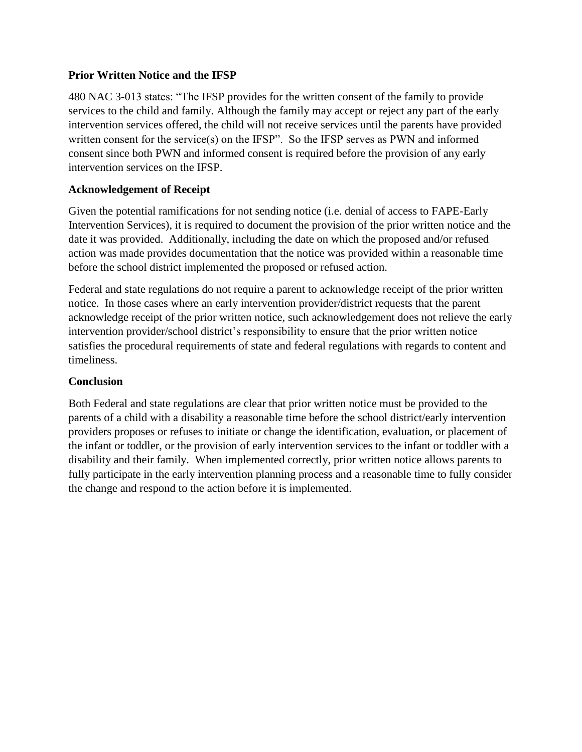**Prior Written Notice and the IFSP**

480 NAC 3-013 states: "The IFSP provides for the written consent of the family to provide services to the child and family. Although the family may accept or reject any part of the early intervention services offered, the child will not receive services until the parents have provided written consent for the service(s) on the IFSP". So the IFSP serves as PWN and informed consent since both PWN and informed consent is required before the provision of any early intervention services on the IFSP.

**Acknowledgement of Receipt**

Given the potential ramifications for not sending notice (i.e. denial of access to FAPE-Early Intervention Services), it is required to document the provision of the prior written notice and the date it was provided. Additionally, including the date on which the proposed and/or refused action was made provides documentation that the notice was provided within a reasonable time before the school district implemented the proposed or refused action.

Federal and state regulations do not require a parent to acknowledge receipt of the prior written notice. In those cases where an early intervention provider/district requests that the parent acknowledge receipt of the prior written notice, such acknowledgement does not relieve the early intervention provider/school district's responsibility to ensure that the prior written notice satisfies the procedural requirements of state and federal regulations with regards to content and timeliness.

**Conclusion**

Both Federal and state regulations are clear that prior written notice must be provided to the parents of a child with a disability a reasonable time before the school district/early intervention providers proposes or refuses to initiate or change the identification, evaluation, or placement of the infant or toddler, or the provision of early intervention services to the infant or toddler with a disability and their family. When implemented correctly, prior written notice allows parents to fully participate in the early intervention planning process and a reasonable time to fully consider the change and respond to the action before it is implemented.